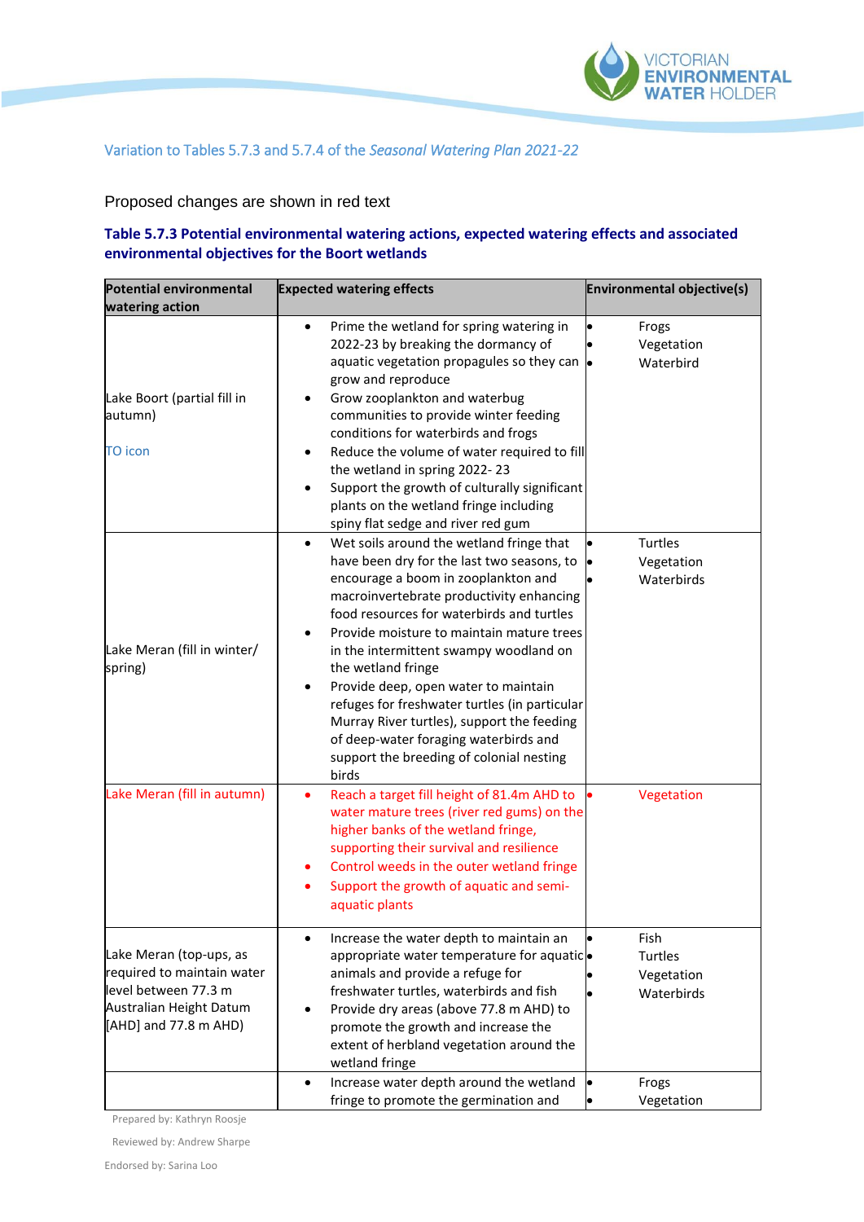Variation to Tables 5.7.3 and 5.7.4 of the *Seasonal Watering Plan 2021-22*

Proposed changes are shown in red text

### Table 5.7.3 Potential environmental watering actions, expected watering effects and associated environmental objectives for the Boort wetlands

| Potential environmental watering action | Expected watering effects | Environmental objective(s) |
|---|---|---|
| Lake Boort (partial fill in autumn)<br><br>TO icon | • Prime the wetland for spring watering in 2022-23 by breaking the dormancy of aquatic vegetation propagules so they can grow and reproduce<br>• Grow zooplankton and waterbug communities to provide winter feeding conditions for waterbirds and frogs<br>• Reduce the volume of water required to fill the wetland in spring 2022- 23<br>• Support the growth of culturally significant plants on the wetland fringe including spiny flat sedge and river red gum | • Frogs<br>• Vegetation<br>• Waterbird |
| Lake Meran (fill in winter/ spring) | • Wet soils around the wetland fringe that have been dry for the last two seasons, to encourage a boom in zooplankton and macroinvertebrate productivity enhancing food resources for waterbirds and turtles<br>• Provide moisture to maintain mature trees in the intermittent swampy woodland on the wetland fringe<br>• Provide deep, open water to maintain refuges for freshwater turtles (in particular Murray River turtles), support the feeding of deep-water foraging waterbirds and support the breeding of colonial nesting birds | • Turtles<br>• Vegetation<br>• Waterbirds |
| Lake Meran (fill in autumn) | • Reach a target fill height of 81.4m AHD to water mature trees (river red gums) on the higher banks of the wetland fringe, supporting their survival and resilience<br>• Control weeds in the outer wetland fringe<br>• Support the growth of aquatic and semi-aquatic plants | • Vegetation |
| Lake Meran (top-ups, as required to maintain water level between 77.3 m Australian Height Datum [AHD] and 77.8 m AHD) | • Increase the water depth to maintain an appropriate water temperature for aquatic animals and provide a refuge for freshwater turtles, waterbirds and fish<br>• Provide dry areas (above 77.8 m AHD) to promote the growth and increase the extent of herbland vegetation around the wetland fringe | • Fish<br>• Turtles<br>• Vegetation<br>• Waterbirds |
| | • Increase water depth around the wetland fringe to promote the germination and | • Frogs<br>• Vegetation |

Prepared by: Kathryn Roosje

Reviewed by: Andrew Sharpe

Endorsed by: Sarina Loo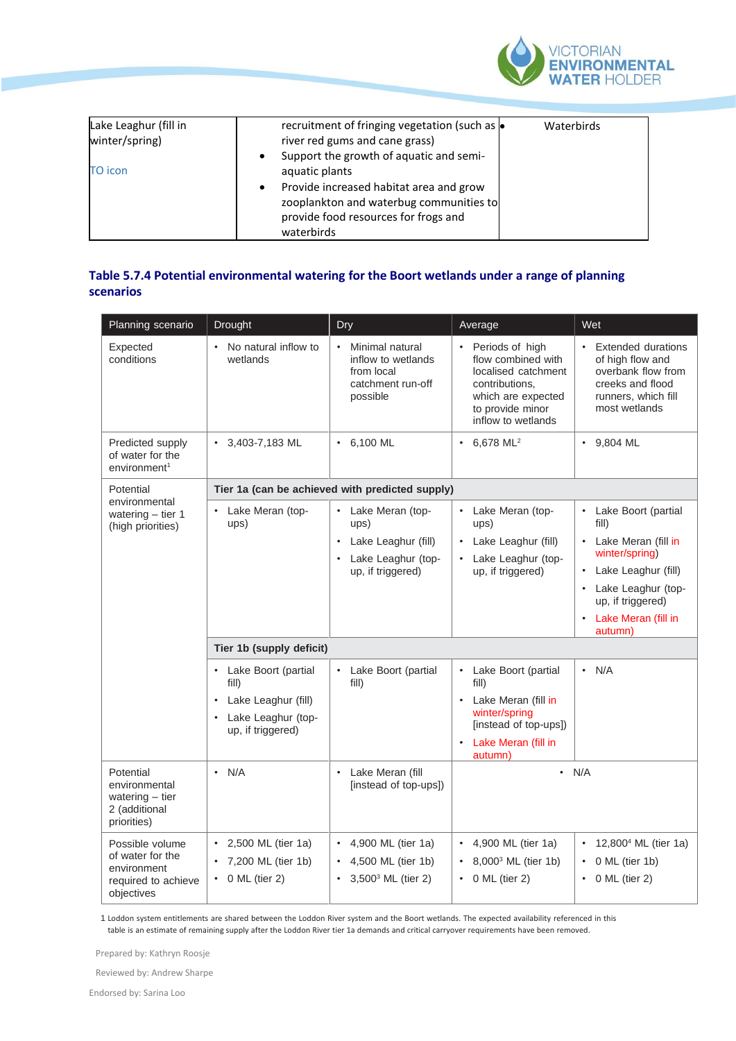| Lake Leaghur (fill in winter/spring)<br><br>TO icon | recruitment of fringing vegetation (such as river red gums and cane grass)<br>• Support the growth of aquatic and semi-aquatic plants<br>• Provide increased habitat area and grow zooplankton and waterbug communities to provide food resources for frogs and waterbirds | • Waterbirds |
|---|---|---|

## Table 5.7.4 Potential environmental watering for the Boort wetlands under a range of planning scenarios

| Planning scenario | Drought | Dry | Average | Wet |
|---|---|---|---|---|
| Expected conditions | • No natural inflow to wetlands | • Minimal natural inflow to wetlands from local catchment run-off possible | • Periods of high flow combined with localised catchment contributions, which are expected to provide minor inflow to wetlands | • Extended durations of high flow and overbank flow from creeks and flood runners, which fill most wetlands |
| Predicted supply of water for the environment[1] | • 3,403-7,183 ML | • 6,100 ML | • 6,678 ML[2] | • 9,804 ML |
| Potential environmental watering – tier 1 (high priorities) | **Tier 1a (can be achieved with predicted supply)** | | | |
| | • Lake Meran (top-ups) | • Lake Meran (top-ups)<br>• Lake Leaghur (fill)<br>• Lake Leaghur (top-up, if triggered) | • Lake Meran (top-ups)<br>• Lake Leaghur (fill)<br>• Lake Leaghur (top-up, if triggered) | • Lake Boort (partial fill)<br>• Lake Meran (fill in winter/spring)<br>• Lake Leaghur (fill)<br>• Lake Leaghur (top-up, if triggered)<br>• Lake Meran (fill in autumn) |
| | **Tier 1b (supply deficit)** | | | |
| | • Lake Boort (partial fill)<br>• Lake Leaghur (fill)<br>• Lake Leaghur (top-up, if triggered) | • Lake Boort (partial fill) | • Lake Boort (partial fill)<br>• Lake Meran (fill in winter/spring [instead of top-ups])<br>• Lake Meran (fill in autumn) | • N/A |
| Potential environmental watering – tier 2 (additional priorities) | • N/A | • Lake Meran (fill [instead of top-ups]) | • N/A | |
| Possible volume of water for the environment required to achieve objectives | • 2,500 ML (tier 1a)<br>• 7,200 ML (tier 1b)<br>• 0 ML (tier 2) | • 4,900 ML (tier 1a)<br>• 4,500 ML (tier 1b)<br>• 3,500[3] ML (tier 2) | • 4,900 ML (tier 1a)<br>• 8,000[3] ML (tier 1b)<br>• 0 ML (tier 2) | • 12,800[4] ML (tier 1a)<br>• 0 ML (tier 1b)<br>• 0 ML (tier 2) |

1 Loddon system entitlements are shared between the Loddon River system and the Boort wetlands. The expected availability referenced in this table is an estimate of remaining supply after the Loddon River tier 1a demands and critical carryover requirements have been removed.

Prepared by: Kathryn Roosje

Reviewed by: Andrew Sharpe

Endorsed by: Sarina Loo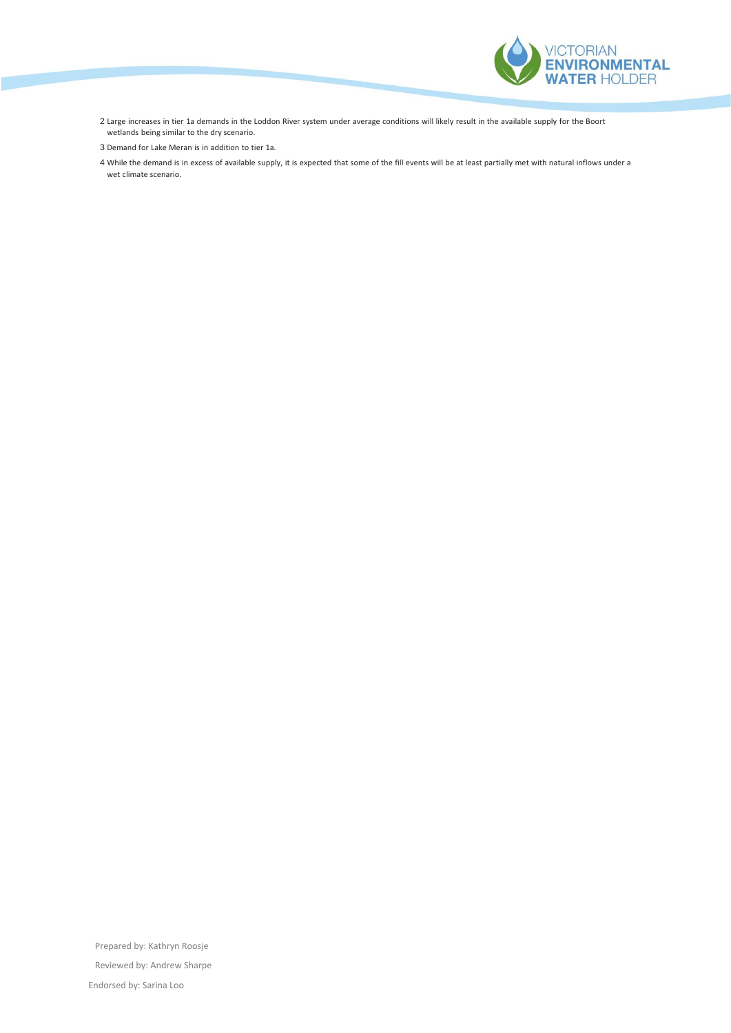2 Large increases in tier 1a demands in the Loddon River system under average conditions will likely result in the available supply for the Boort wetlands being similar to the dry scenario.

3 Demand for Lake Meran is in addition to tier 1a.

4 While the demand is in excess of available supply, it is expected that some of the fill events will be at least partially met with natural inflows under a wet climate scenario.

Prepared by: Kathryn Roosje

Reviewed by: Andrew Sharpe

Endorsed by: Sarina Loo